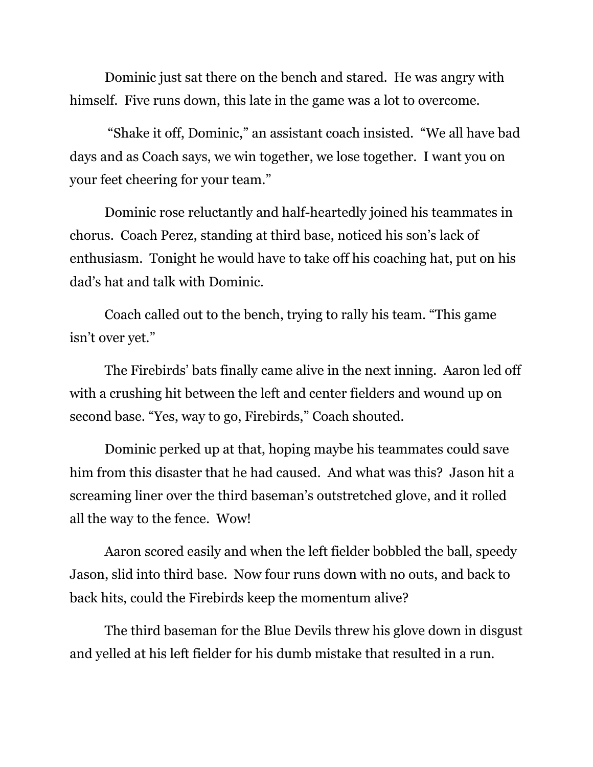Dominic just sat there on the bench and stared. He was angry with himself. Five runs down, this late in the game was a lot to overcome.

"Shake it off, Dominic," an assistant coach insisted. "We all have bad days and as Coach says, we win together, we lose together. I want you on your feet cheering for your team."

Dominic rose reluctantly and half-heartedly joined his teammates in chorus. Coach Perez, standing at third base, noticed his son's lack of enthusiasm. Tonight he would have to take off his coaching hat, put on his dad's hat and talk with Dominic.

Coach called out to the bench, trying to rally his team. "This game isn't over yet."

The Firebirds' bats finally came alive in the next inning. Aaron led off with a crushing hit between the left and center fielders and wound up on second base. "Yes, way to go, Firebirds," Coach shouted.

Dominic perked up at that, hoping maybe his teammates could save him from this disaster that he had caused. And what was this? Jason hit a screaming liner over the third baseman's outstretched glove, and it rolled all the way to the fence. Wow!

Aaron scored easily and when the left fielder bobbled the ball, speedy Jason, slid into third base. Now four runs down with no outs, and back to back hits, could the Firebirds keep the momentum alive?

The third baseman for the Blue Devils threw his glove down in disgust and yelled at his left fielder for his dumb mistake that resulted in a run.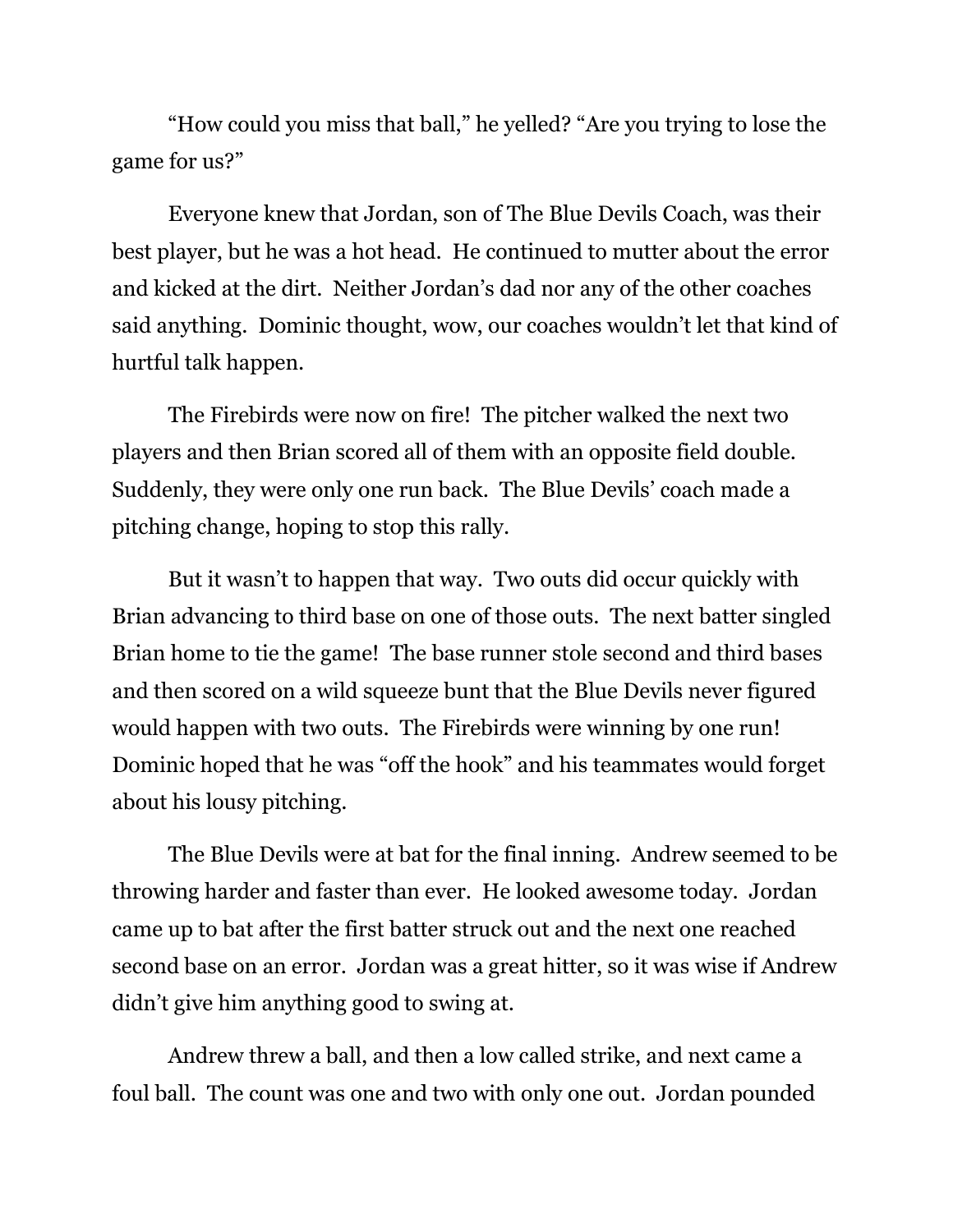"How could you miss that ball," he yelled? "Are you trying to lose the game for us?"

Everyone knew that Jordan, son of The Blue Devils Coach, was their best player, but he was a hot head. He continued to mutter about the error and kicked at the dirt. Neither Jordan's dad nor any of the other coaches said anything. Dominic thought, wow, our coaches wouldn't let that kind of hurtful talk happen.

The Firebirds were now on fire! The pitcher walked the next two players and then Brian scored all of them with an opposite field double. Suddenly, they were only one run back. The Blue Devils' coach made a pitching change, hoping to stop this rally.

But it wasn't to happen that way. Two outs did occur quickly with Brian advancing to third base on one of those outs. The next batter singled Brian home to tie the game! The base runner stole second and third bases and then scored on a wild squeeze bunt that the Blue Devils never figured would happen with two outs. The Firebirds were winning by one run! Dominic hoped that he was "off the hook" and his teammates would forget about his lousy pitching.

The Blue Devils were at bat for the final inning. Andrew seemed to be throwing harder and faster than ever. He looked awesome today. Jordan came up to bat after the first batter struck out and the next one reached second base on an error. Jordan was a great hitter, so it was wise if Andrew didn't give him anything good to swing at.

Andrew threw a ball, and then a low called strike, and next came a foul ball. The count was one and two with only one out. Jordan pounded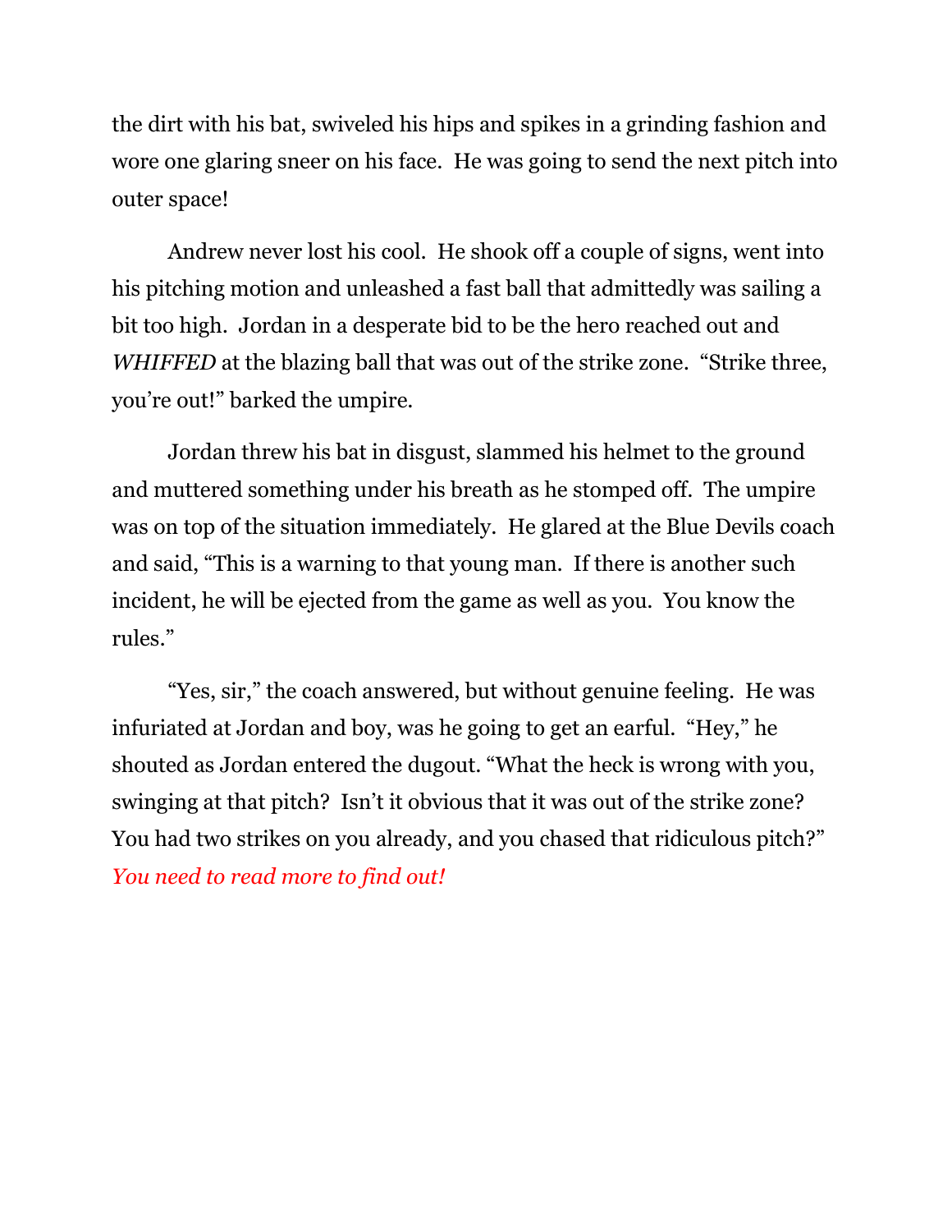the dirt with his bat, swiveled his hips and spikes in a grinding fashion and wore one glaring sneer on his face. He was going to send the next pitch into outer space!

Andrew never lost his cool. He shook off a couple of signs, went into his pitching motion and unleashed a fast ball that admittedly was sailing a bit too high. Jordan in a desperate bid to be the hero reached out and *WHIFFED* at the blazing ball that was out of the strike zone. "Strike three, you're out!" barked the umpire.

Jordan threw his bat in disgust, slammed his helmet to the ground and muttered something under his breath as he stomped off. The umpire was on top of the situation immediately. He glared at the Blue Devils coach and said, "This is a warning to that young man. If there is another such incident, he will be ejected from the game as well as you. You know the rules."

"Yes, sir," the coach answered, but without genuine feeling. He was infuriated at Jordan and boy, was he going to get an earful. "Hey," he shouted as Jordan entered the dugout. "What the heck is wrong with you, swinging at that pitch? Isn't it obvious that it was out of the strike zone? You had two strikes on you already, and you chased that ridiculous pitch?" *You need to read more to find out!*